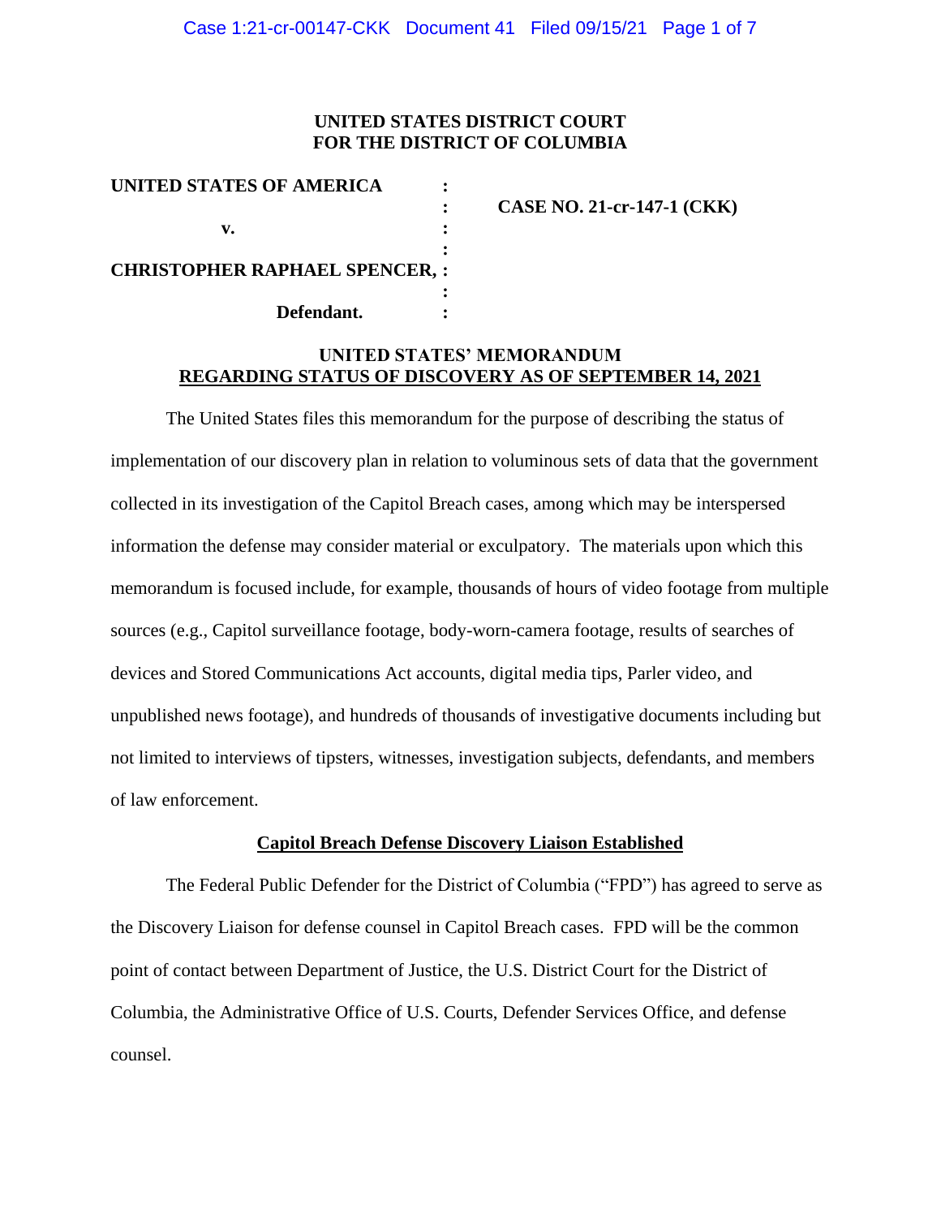**UNITED STATES DISTRICT COURT**
**FOR THE DISTRICT OF COLUMBIA**

| | | |
|---|---|---|
| **UNITED STATES OF AMERICA** | : | |
| | : | **CASE NO. 21-cr-147-1 (CKK)** |
| **v.** | : | |
| | : | |
| **CHRISTOPHER RAPHAEL SPENCER,** | : | |
| | : | |
| **Defendant.** | : | |

**UNITED STATES' MEMORANDUM**
**REGARDING STATUS OF DISCOVERY AS OF SEPTEMBER 14, 2021**

The United States files this memorandum for the purpose of describing the status of implementation of our discovery plan in relation to voluminous sets of data that the government collected in its investigation of the Capitol Breach cases, among which may be interspersed information the defense may consider material or exculpatory. The materials upon which this memorandum is focused include, for example, thousands of hours of video footage from multiple sources (e.g., Capitol surveillance footage, body-worn-camera footage, results of searches of devices and Stored Communications Act accounts, digital media tips, Parler video, and unpublished news footage), and hundreds of thousands of investigative documents including but not limited to interviews of tipsters, witnesses, investigation subjects, defendants, and members of law enforcement.

**Capitol Breach Defense Discovery Liaison Established**

The Federal Public Defender for the District of Columbia ("FPD") has agreed to serve as the Discovery Liaison for defense counsel in Capitol Breach cases. FPD will be the common point of contact between Department of Justice, the U.S. District Court for the District of Columbia, the Administrative Office of U.S. Courts, Defender Services Office, and defense counsel.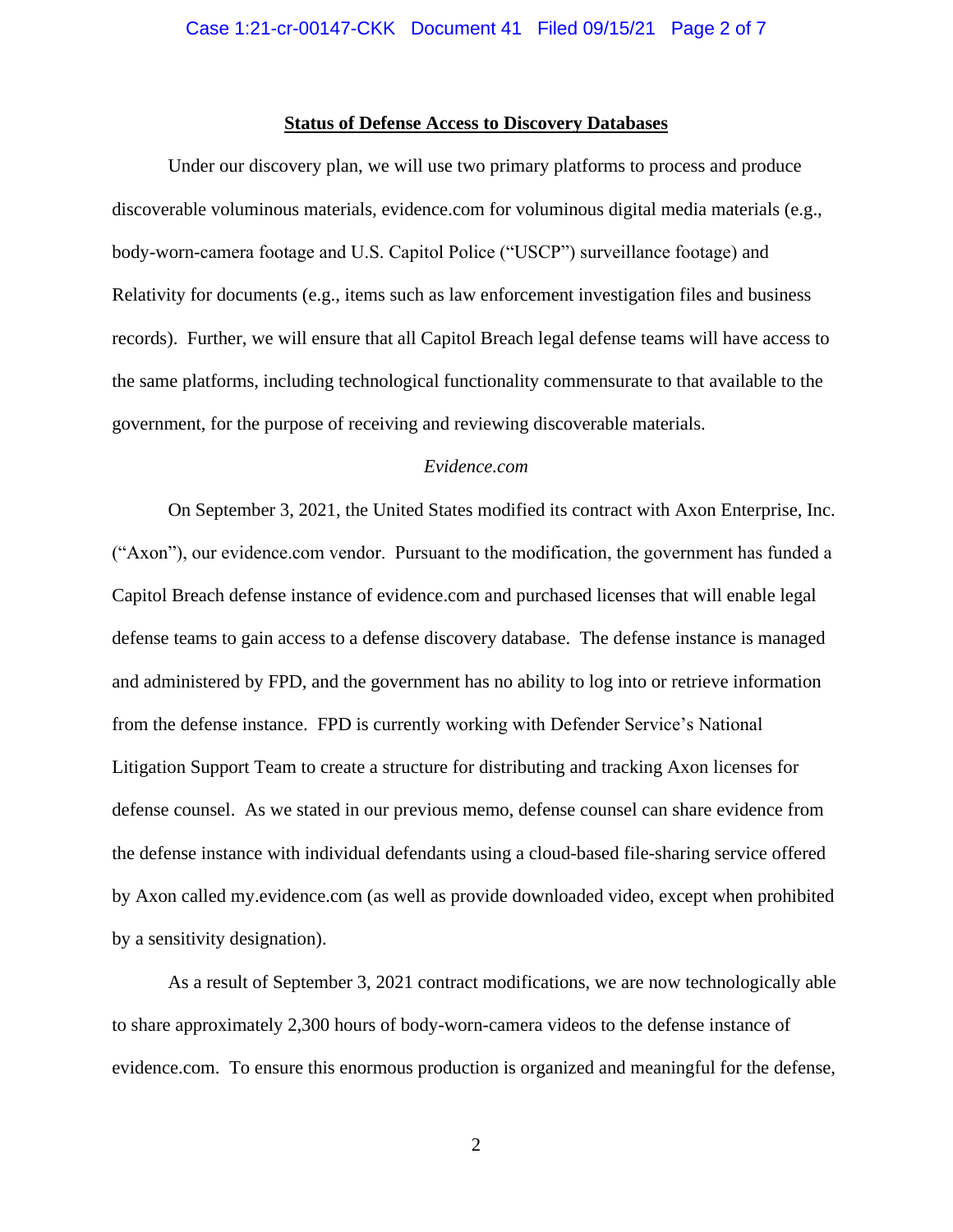**Status of Defense Access to Discovery Databases**

Under our discovery plan, we will use two primary platforms to process and produce discoverable voluminous materials, evidence.com for voluminous digital media materials (e.g., body-worn-camera footage and U.S. Capitol Police ("USCP") surveillance footage) and Relativity for documents (e.g., items such as law enforcement investigation files and business records). Further, we will ensure that all Capitol Breach legal defense teams will have access to the same platforms, including technological functionality commensurate to that available to the government, for the purpose of receiving and reviewing discoverable materials.

*Evidence.com*

On September 3, 2021, the United States modified its contract with Axon Enterprise, Inc. ("Axon"), our evidence.com vendor. Pursuant to the modification, the government has funded a Capitol Breach defense instance of evidence.com and purchased licenses that will enable legal defense teams to gain access to a defense discovery database. The defense instance is managed and administered by FPD, and the government has no ability to log into or retrieve information from the defense instance. FPD is currently working with Defender Service's National Litigation Support Team to create a structure for distributing and tracking Axon licenses for defense counsel. As we stated in our previous memo, defense counsel can share evidence from the defense instance with individual defendants using a cloud-based file-sharing service offered by Axon called my.evidence.com (as well as provide downloaded video, except when prohibited by a sensitivity designation).

As a result of September 3, 2021 contract modifications, we are now technologically able to share approximately 2,300 hours of body-worn-camera videos to the defense instance of evidence.com. To ensure this enormous production is organized and meaningful for the defense,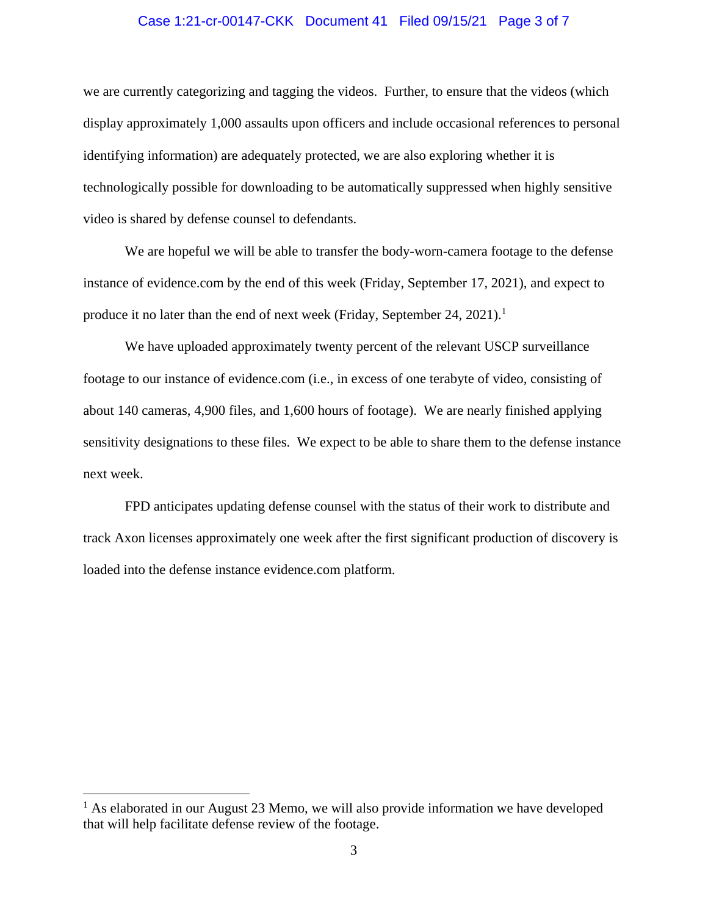we are currently categorizing and tagging the videos. Further, to ensure that the videos (which display approximately 1,000 assaults upon officers and include occasional references to personal identifying information) are adequately protected, we are also exploring whether it is technologically possible for downloading to be automatically suppressed when highly sensitive video is shared by defense counsel to defendants.

We are hopeful we will be able to transfer the body-worn-camera footage to the defense instance of evidence.com by the end of this week (Friday, September 17, 2021), and expect to produce it no later than the end of next week (Friday, September 24, 2021).[1]

We have uploaded approximately twenty percent of the relevant USCP surveillance footage to our instance of evidence.com (i.e., in excess of one terabyte of video, consisting of about 140 cameras, 4,900 files, and 1,600 hours of footage). We are nearly finished applying sensitivity designations to these files. We expect to be able to share them to the defense instance next week.

FPD anticipates updating defense counsel with the status of their work to distribute and track Axon licenses approximately one week after the first significant production of discovery is loaded into the defense instance evidence.com platform.

[1] As elaborated in our August 23 Memo, we will also provide information we have developed that will help facilitate defense review of the footage.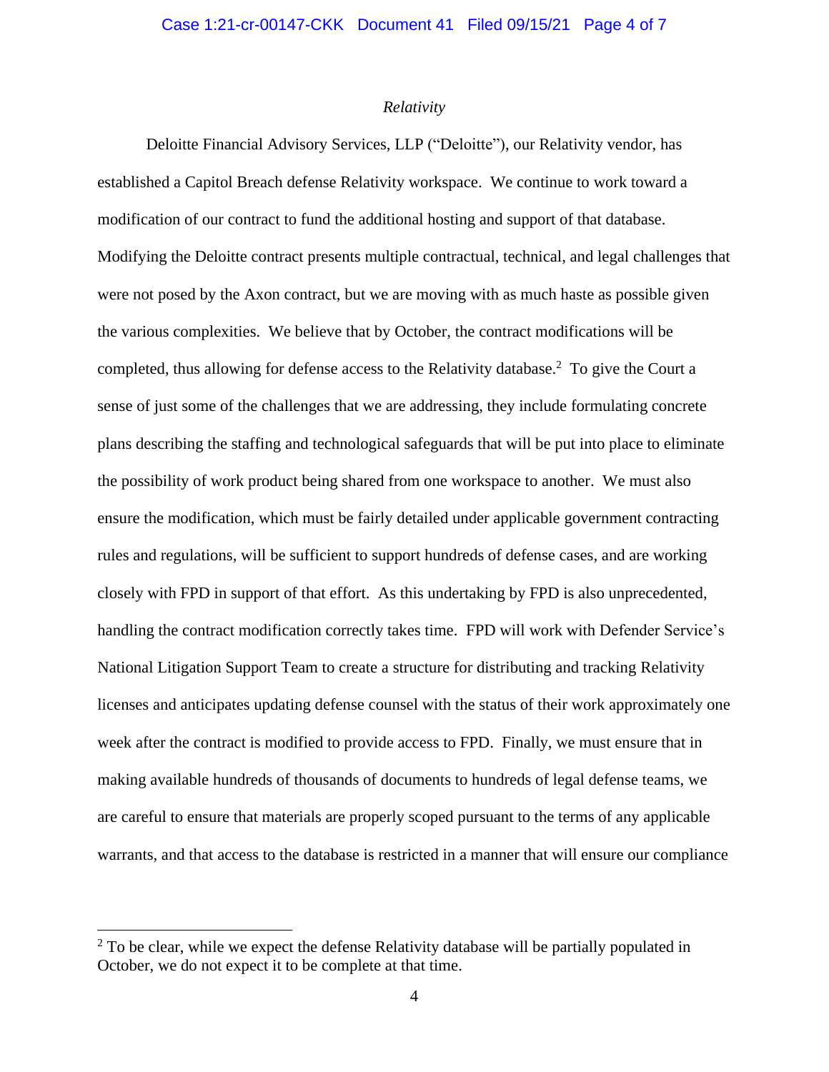*Relativity*

Deloitte Financial Advisory Services, LLP ("Deloitte"), our Relativity vendor, has established a Capitol Breach defense Relativity workspace. We continue to work toward a modification of our contract to fund the additional hosting and support of that database. Modifying the Deloitte contract presents multiple contractual, technical, and legal challenges that were not posed by the Axon contract, but we are moving with as much haste as possible given the various complexities. We believe that by October, the contract modifications will be completed, thus allowing for defense access to the Relativity database.[2] To give the Court a sense of just some of the challenges that we are addressing, they include formulating concrete plans describing the staffing and technological safeguards that will be put into place to eliminate the possibility of work product being shared from one workspace to another. We must also ensure the modification, which must be fairly detailed under applicable government contracting rules and regulations, will be sufficient to support hundreds of defense cases, and are working closely with FPD in support of that effort. As this undertaking by FPD is also unprecedented, handling the contract modification correctly takes time. FPD will work with Defender Service's National Litigation Support Team to create a structure for distributing and tracking Relativity licenses and anticipates updating defense counsel with the status of their work approximately one week after the contract is modified to provide access to FPD. Finally, we must ensure that in making available hundreds of thousands of documents to hundreds of legal defense teams, we are careful to ensure that materials are properly scoped pursuant to the terms of any applicable warrants, and that access to the database is restricted in a manner that will ensure our compliance

---

[2] To be clear, while we expect the defense Relativity database will be partially populated in October, we do not expect it to be complete at that time.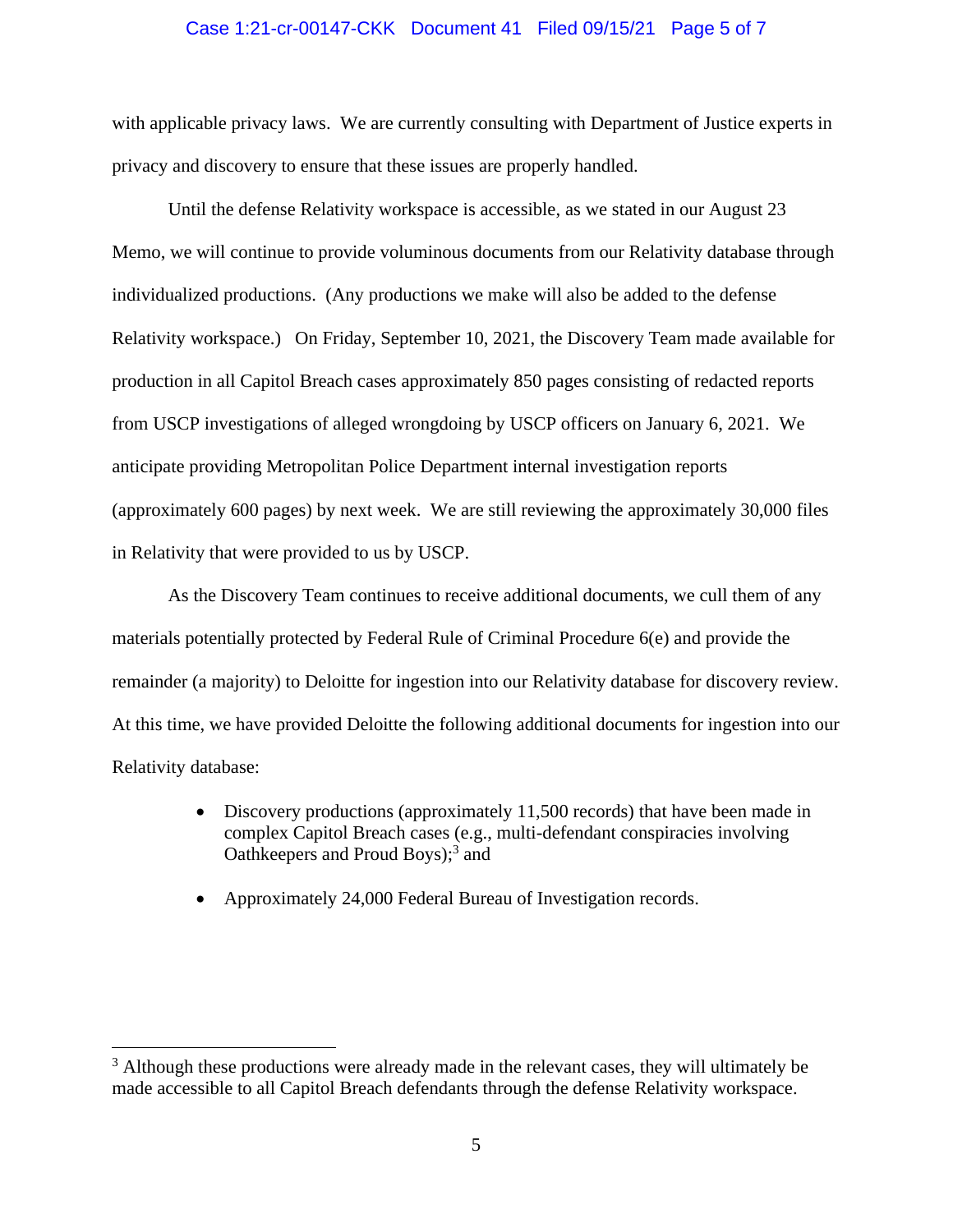with applicable privacy laws. We are currently consulting with Department of Justice experts in privacy and discovery to ensure that these issues are properly handled.

Until the defense Relativity workspace is accessible, as we stated in our August 23 Memo, we will continue to provide voluminous documents from our Relativity database through individualized productions. (Any productions we make will also be added to the defense Relativity workspace.) On Friday, September 10, 2021, the Discovery Team made available for production in all Capitol Breach cases approximately 850 pages consisting of redacted reports from USCP investigations of alleged wrongdoing by USCP officers on January 6, 2021. We anticipate providing Metropolitan Police Department internal investigation reports (approximately 600 pages) by next week. We are still reviewing the approximately 30,000 files in Relativity that were provided to us by USCP.

As the Discovery Team continues to receive additional documents, we cull them of any materials potentially protected by Federal Rule of Criminal Procedure 6(e) and provide the remainder (a majority) to Deloitte for ingestion into our Relativity database for discovery review. At this time, we have provided Deloitte the following additional documents for ingestion into our Relativity database:

- Discovery productions (approximately 11,500 records) that have been made in complex Capitol Breach cases (e.g., multi-defendant conspiracies involving Oathkeepers and Proud Boys);[3] and
- Approximately 24,000 Federal Bureau of Investigation records.

---

[3] Although these productions were already made in the relevant cases, they will ultimately be made accessible to all Capitol Breach defendants through the defense Relativity workspace.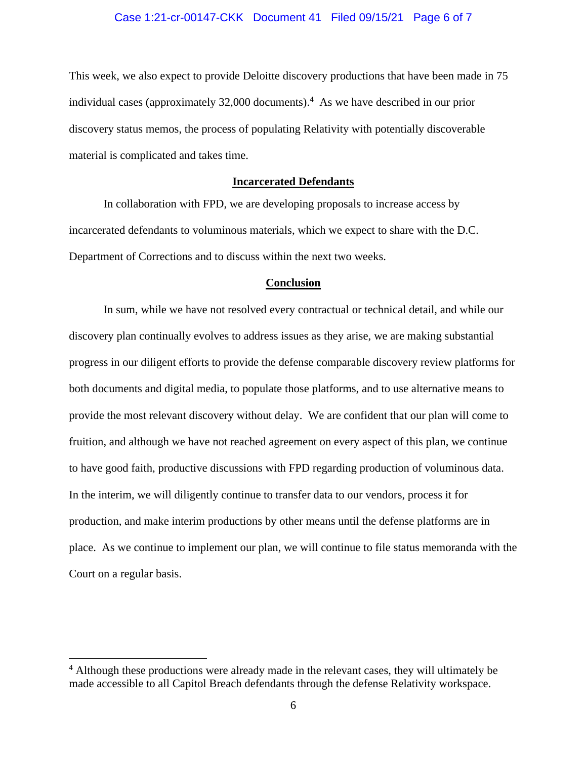This week, we also expect to provide Deloitte discovery productions that have been made in 75 individual cases (approximately 32,000 documents).[4] As we have described in our prior discovery status memos, the process of populating Relativity with potentially discoverable material is complicated and takes time.

## Incarcerated Defendants

In collaboration with FPD, we are developing proposals to increase access by incarcerated defendants to voluminous materials, which we expect to share with the D.C. Department of Corrections and to discuss within the next two weeks.

## Conclusion

In sum, while we have not resolved every contractual or technical detail, and while our discovery plan continually evolves to address issues as they arise, we are making substantial progress in our diligent efforts to provide the defense comparable discovery review platforms for both documents and digital media, to populate those platforms, and to use alternative means to provide the most relevant discovery without delay. We are confident that our plan will come to fruition, and although we have not reached agreement on every aspect of this plan, we continue to have good faith, productive discussions with FPD regarding production of voluminous data. In the interim, we will diligently continue to transfer data to our vendors, process it for production, and make interim productions by other means until the defense platforms are in place. As we continue to implement our plan, we will continue to file status memoranda with the Court on a regular basis.

---

[4] Although these productions were already made in the relevant cases, they will ultimately be made accessible to all Capitol Breach defendants through the defense Relativity workspace.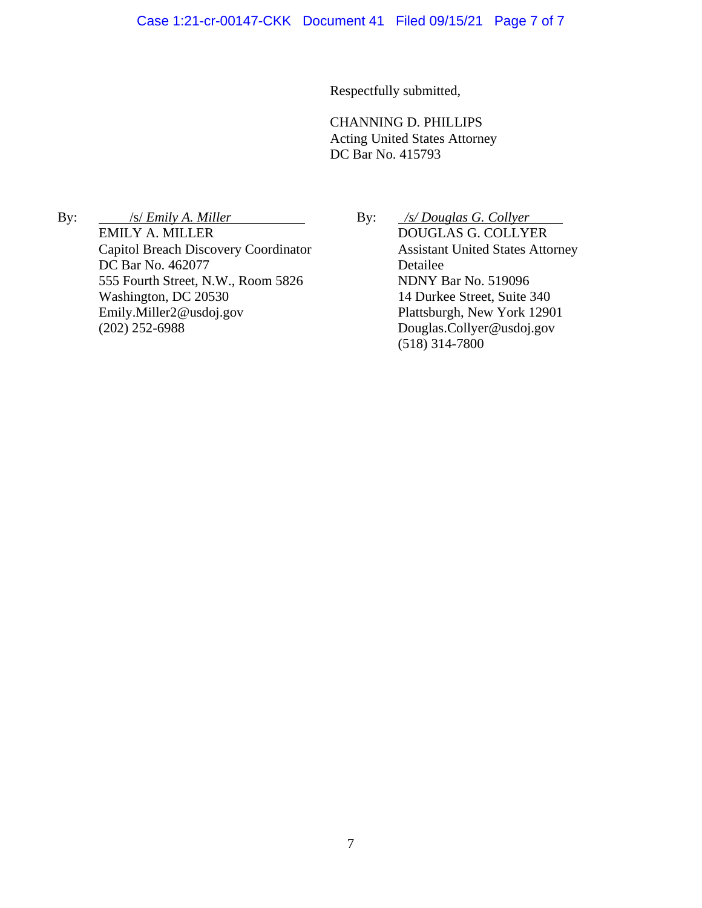Respectfully submitted,

CHANNING D. PHILLIPS
Acting United States Attorney
DC Bar No. 415793

By: /s/ *Emily A. Miller*
EMILY A. MILLER
Capitol Breach Discovery Coordinator
DC Bar No. 462077
555 Fourth Street, N.W., Room 5826
Washington, DC 20530
Emily.Miller2@usdoj.gov
(202) 252-6988

By: */s/ Douglas G. Collyer*
DOUGLAS G. COLLYER
Assistant United States Attorney
Detailee
NDNY Bar No. 519096
14 Durkee Street, Suite 340
Plattsburgh, New York 12901
Douglas.Collyer@usdoj.gov
(518) 314-7800